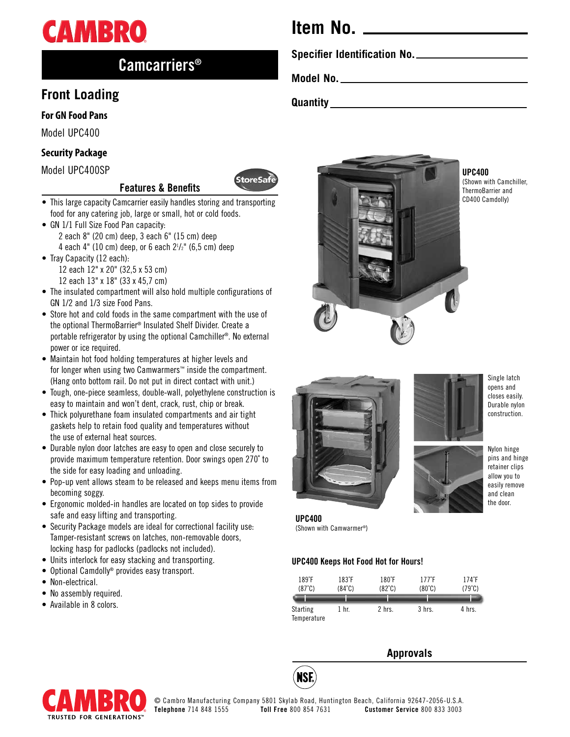# CAMBRO

## Camcarriers®

## Front Loading

### For GN Food Pans

Model UPC400

### Security Package

Model UPC400SP

StoreSafe

### Features & Benefits

- This large capacity Camcarrier easily handles storing and transporting food for any catering job, large or small, hot or cold foods.
- GN 1/1 Full Size Food Pan capacity:
  - 2 each 8" (20 cm) deep, 3 each 6" (15 cm) deep
  - 4 each 4" (10 cm) deep, or 6 each 2 1/2" (6,5 cm) deep
- Tray Capacity (12 each):
  - 12 each 12" x 20" (32,5 x 53 cm)
  - 12 each 13" x 18" (33 x 45,7 cm)
- The insulated compartment will also hold multiple configurations of GN 1/2 and 1/3 size Food Pans.
- Store hot and cold foods in the same compartment with the use of the optional ThermoBarrier® Insulated Shelf Divider. Create a portable refrigerator by using the optional Camchiller®. No external power or ice required.
- Maintain hot food holding temperatures at higher levels and for longer when using two Camwarmers™ inside the compartment. (Hang onto bottom rail. Do not put in direct contact with unit.)
- Tough, one-piece seamless, double-wall, polyethylene construction is easy to maintain and won't dent, crack, rust, chip or break.
- Thick polyurethane foam insulated compartments and air tight gaskets help to retain food quality and temperatures without the use of external heat sources.
- Durable nylon door latches are easy to open and close securely to provide maximum temperature retention. Door swings open 270° to the side for easy loading and unloading.
- Pop-up vent allows steam to be released and keeps menu items from becoming soggy.
- Ergonomic molded-in handles are located on top sides to provide safe and easy lifting and transporting.
- Security Package models are ideal for correctional facility use: Tamper-resistant screws on latches, non-removable doors, locking hasp for padlocks (padlocks not included).
- Units interlock for easy stacking and transporting.
- Optional Camdolly® provides easy transport.
- Non-electrical.
- No assembly required.
- Available in 8 colors.

**Item No.** ____________________

**Specifier Identification No.** ____________________

**Model No.** ____________________

**Quantity** ____________________

**UPC400**
(Shown with Camchiller, ThermoBarrier and CD400 Camdolly)

**UPC400**
(Shown with Camwarmer®)

Single latch opens and closes easily. Durable nylon construction.

Nylon hinge pins and hinge retainer clips allow you to easily remove and clean the door.

### UPC400 Keeps Hot Food Hot for Hours!

| Starting Temperature | 1 hr. | 2 hrs. | 3 hrs. | 4 hrs. |
|---|---|---|---|---|
| 189°F (87°C) | 183°F (84°C) | 180°F (82°C) | 177°F (80°C) | 174°F (79°C) |

### Approvals

NSF

CAMBRO TRUSTED FOR GENERATIONS™

© Cambro Manufacturing Company 5801 Skylab Road, Huntington Beach, California 92647-2056-U.S.A.
**Telephone** 714 848 1555 **Toll Free** 800 854 7631 **Customer Service** 800 833 3003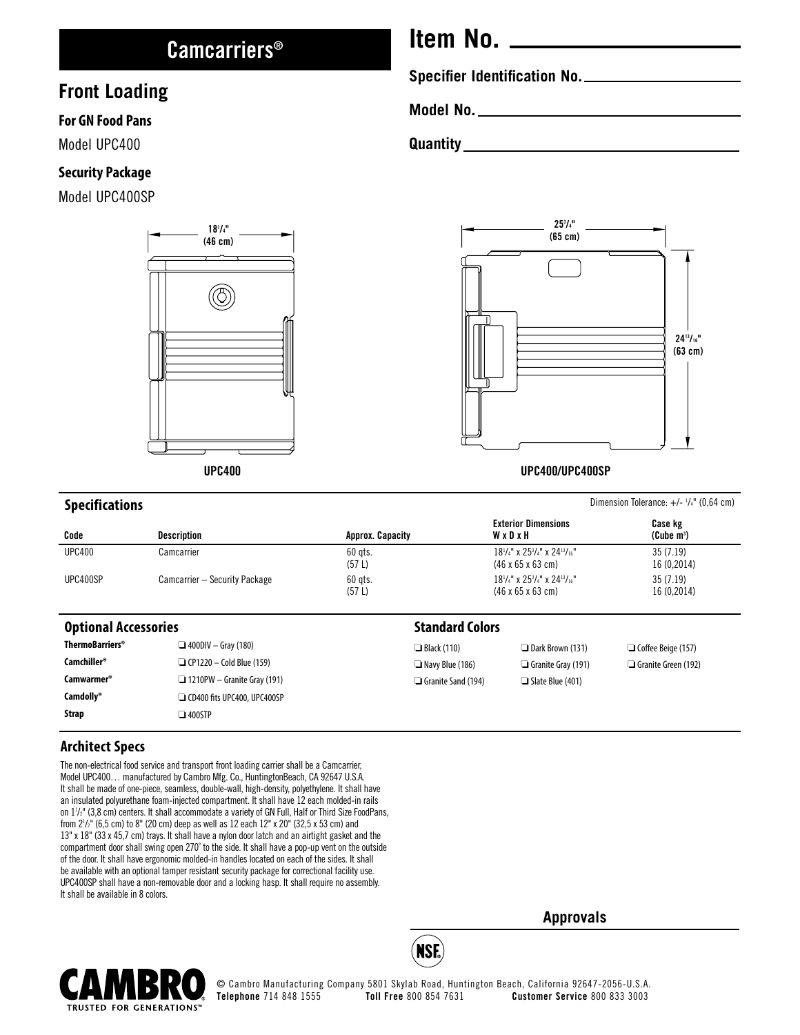# Camcarriers®

## Front Loading

### For GN Food Pans

Model UPC400

### Security Package

Model UPC400SP

**Item No.** ______________________

**Specifier Identification No.** ______________________

**Model No.** ______________________

**Quantity** ______________________

18¼"
(46 cm)

UPC400

25¾"
(65 cm)

24$^{13}/_{16}$"
(63 cm)

UPC400/UPC400SP

## Specifications

Dimension Tolerance: +/- ¼" (0,64 cm)

| Code | Description | Approx. Capacity | Exterior Dimensions W x D x H | Case kg (Cube m³) |
|---|---|---|---|---|
| UPC400 | Camcarrier | 60 qts. (57 L) | 18¼" x 25¾" x 24$^{13}/_{16}$" (46 x 65 x 63 cm) | 35 (7.19) 16 (0,2014) |
| UPC400SP | Camcarrier – Security Package | 60 qts. (57 L) | 18¼" x 25¾" x 24$^{13}/_{16}$" (46 x 65 x 63 cm) | 35 (7.19) 16 (0,2014) |

## Optional Accessories

| | |
|---|---|
| **ThermoBarriers®** | ❑ 400DIV – Gray (180) |
| **Camchiller®** | ❑ CP1220 – Cold Blue (159) |
| **Camwarmer®** | ❑ 1210PW – Granite Gray (191) |
| **Camdolly®** | ❑ CD400 fits UPC400, UPC400SP |
| **Strap** | ❑ 400STP |

## Standard Colors

| | | |
|---|---|---|
| ❑ Black (110) | ❑ Dark Brown (131) | ❑ Coffee Beige (157) |
| ❑ Navy Blue (186) | ❑ Granite Gray (191) | ❑ Granite Green (192) |
| ❑ Granite Sand (194) | ❑ Slate Blue (401) | |

## Architect Specs

The non-electrical food service and transport front loading carrier shall be a Camcarrier, Model UPC400… manufactured by Cambro Mfg. Co., HuntingtonBeach, CA 92647 U.S.A. It shall be made of one-piece, seamless, double-wall, high-density, polyethylene. It shall have an insulated polyurethane foam-injected compartment. It shall have 12 each molded-in rails on 1½" (3,8 cm) centers. It shall accommodate a variety of GN Full, Half or Third Size FoodPans, from 2½" (6,5 cm) to 8" (20 cm) deep as well as 12 each 12" x 20" (32,5 x 53 cm) and 13" x 18" (33 x 45,7 cm) trays. It shall have a nylon door latch and an airtight gasket and the compartment door shall swing open 270˚ to the side. It shall have a pop-up vent on the outside of the door. It shall have ergonomic molded-in handles located on each of the sides. It shall be available with an optional tamper resistant security package for correctional facility use. UPC400SP shall have a non-removable door and a locking hasp. It shall require no assembly. It shall be available in 8 colors.

## Approvals

NSF

CAMBRO
TRUSTED FOR GENERATIONS™

© Cambro Manufacturing Company 5801 Skylab Road, Huntington Beach, California 92647-2056-U.S.A.
**Telephone** 714 848 1555 **Toll Free** 800 854 7631 **Customer Service** 800 833 3003